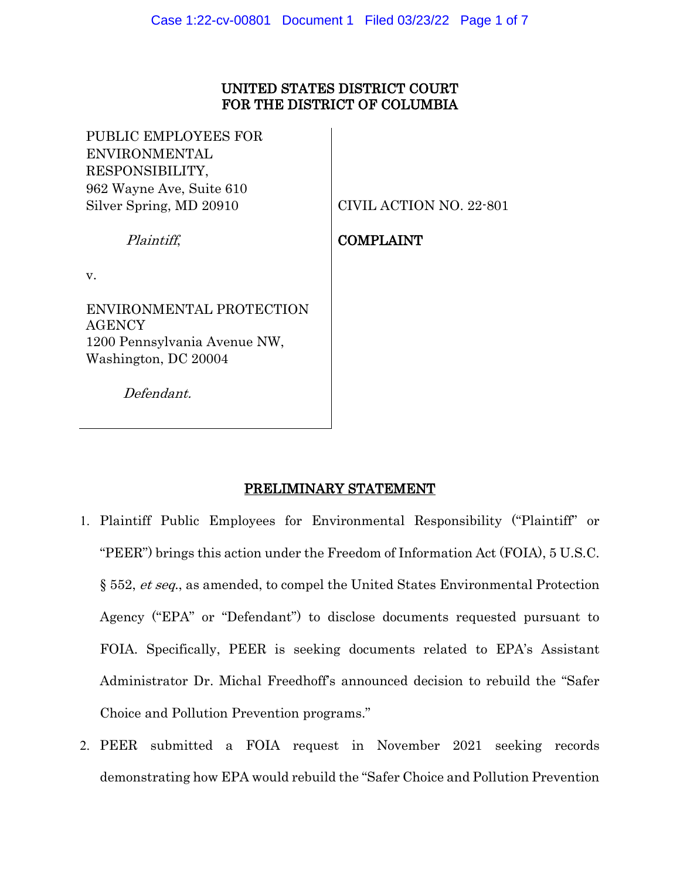# UNITED STATES DISTRICT COURT FOR THE DISTRICT OF COLUMBIA

PUBLIC EMPLOYEES FOR ENVIRONMENTAL RESPONSIBILITY,
962 Wayne Ave, Suite 610
Silver Spring, MD 20910

*Plaintiff*,

v.

ENVIRONMENTAL PROTECTION AGENCY
1200 Pennsylvania Avenue NW,
Washington, DC 20004

*Defendant.*

CIVIL ACTION NO. 22-801

COMPLAINT

## PRELIMINARY STATEMENT

1. Plaintiff Public Employees for Environmental Responsibility ("Plaintiff" or "PEER") brings this action under the Freedom of Information Act (FOIA), 5 U.S.C. § 552, *et seq.*, as amended, to compel the United States Environmental Protection Agency ("EPA" or "Defendant") to disclose documents requested pursuant to FOIA. Specifically, PEER is seeking documents related to EPA's Assistant Administrator Dr. Michal Freedhoff's announced decision to rebuild the "Safer Choice and Pollution Prevention programs."

2. PEER submitted a FOIA request in November 2021 seeking records demonstrating how EPA would rebuild the "Safer Choice and Pollution Prevention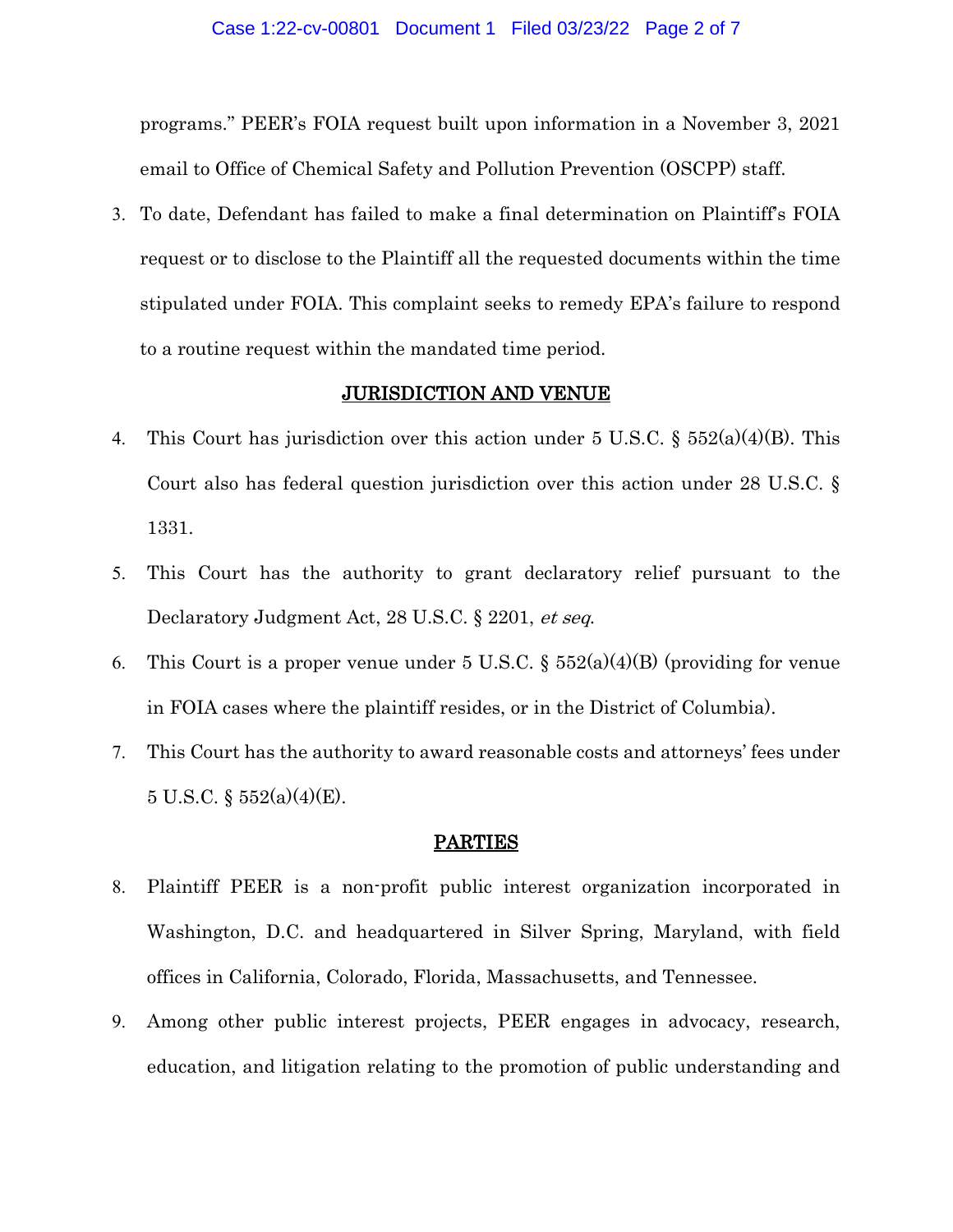programs." PEER's FOIA request built upon information in a November 3, 2021 email to Office of Chemical Safety and Pollution Prevention (OSCPP) staff.

3. To date, Defendant has failed to make a final determination on Plaintiff's FOIA request or to disclose to the Plaintiff all the requested documents within the time stipulated under FOIA. This complaint seeks to remedy EPA's failure to respond to a routine request within the mandated time period.

## JURISDICTION AND VENUE

4. This Court has jurisdiction over this action under 5 U.S.C. § 552(a)(4)(B). This Court also has federal question jurisdiction over this action under 28 U.S.C. § 1331.

5. This Court has the authority to grant declaratory relief pursuant to the Declaratory Judgment Act, 28 U.S.C. § 2201, *et seq*.

6. This Court is a proper venue under 5 U.S.C. § 552(a)(4)(B) (providing for venue in FOIA cases where the plaintiff resides, or in the District of Columbia).

7. This Court has the authority to award reasonable costs and attorneys' fees under 5 U.S.C. § 552(a)(4)(E).

## PARTIES

8. Plaintiff PEER is a non-profit public interest organization incorporated in Washington, D.C. and headquartered in Silver Spring, Maryland, with field offices in California, Colorado, Florida, Massachusetts, and Tennessee.

9. Among other public interest projects, PEER engages in advocacy, research, education, and litigation relating to the promotion of public understanding and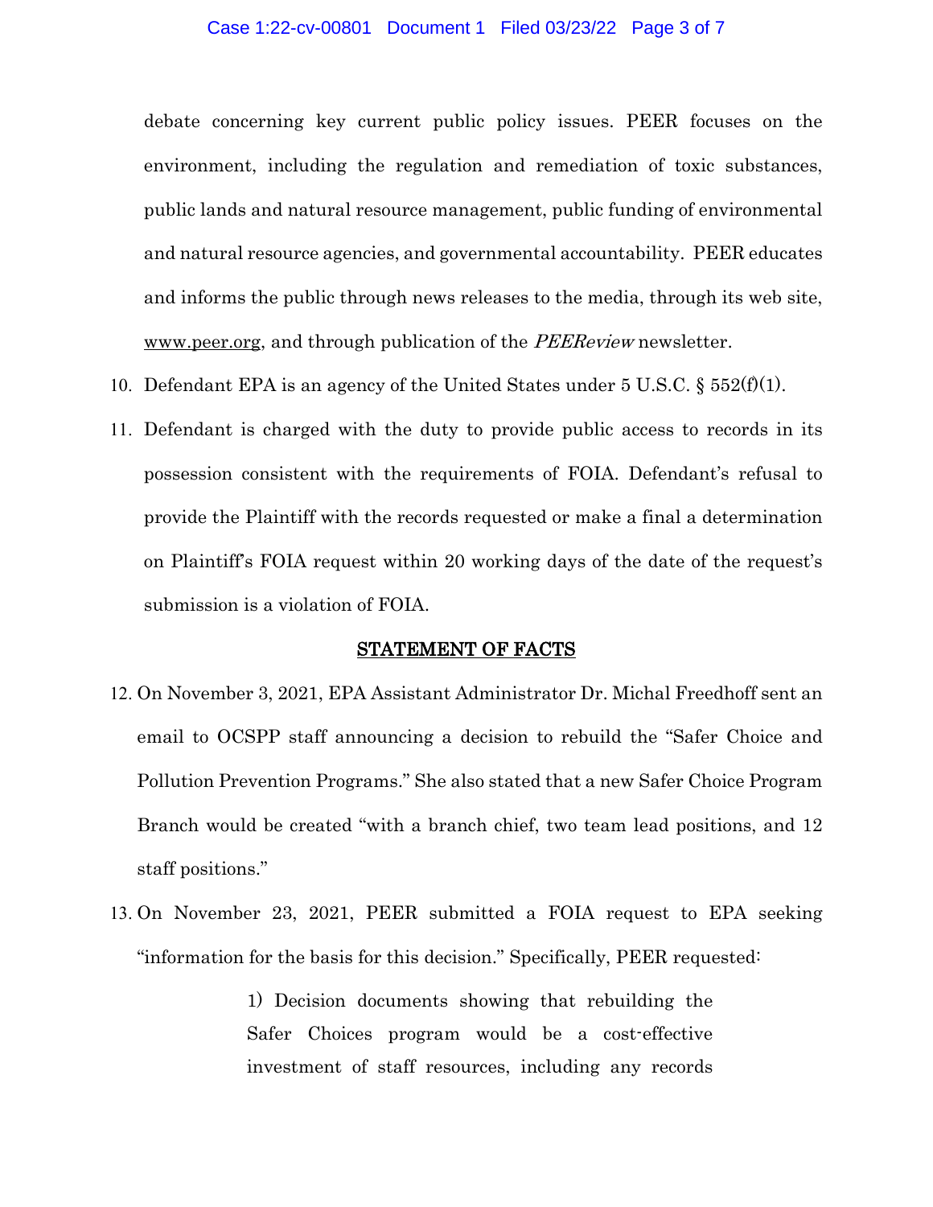debate concerning key current public policy issues. PEER focuses on the environment, including the regulation and remediation of toxic substances, public lands and natural resource management, public funding of environmental and natural resource agencies, and governmental accountability. PEER educates and informs the public through news releases to the media, through its web site, www.peer.org, and through publication of the *PEEReview* newsletter.

10. Defendant EPA is an agency of the United States under 5 U.S.C. § 552(f)(1).
11. Defendant is charged with the duty to provide public access to records in its possession consistent with the requirements of FOIA. Defendant's refusal to provide the Plaintiff with the records requested or make a final a determination on Plaintiff's FOIA request within 20 working days of the date of the request's submission is a violation of FOIA.

## STATEMENT OF FACTS

12. On November 3, 2021, EPA Assistant Administrator Dr. Michal Freedhoff sent an email to OCSPP staff announcing a decision to rebuild the "Safer Choice and Pollution Prevention Programs." She also stated that a new Safer Choice Program Branch would be created "with a branch chief, two team lead positions, and 12 staff positions."
13. On November 23, 2021, PEER submitted a FOIA request to EPA seeking "information for the basis for this decision." Specifically, PEER requested:

> 1) Decision documents showing that rebuilding the Safer Choices program would be a cost-effective investment of staff resources, including any records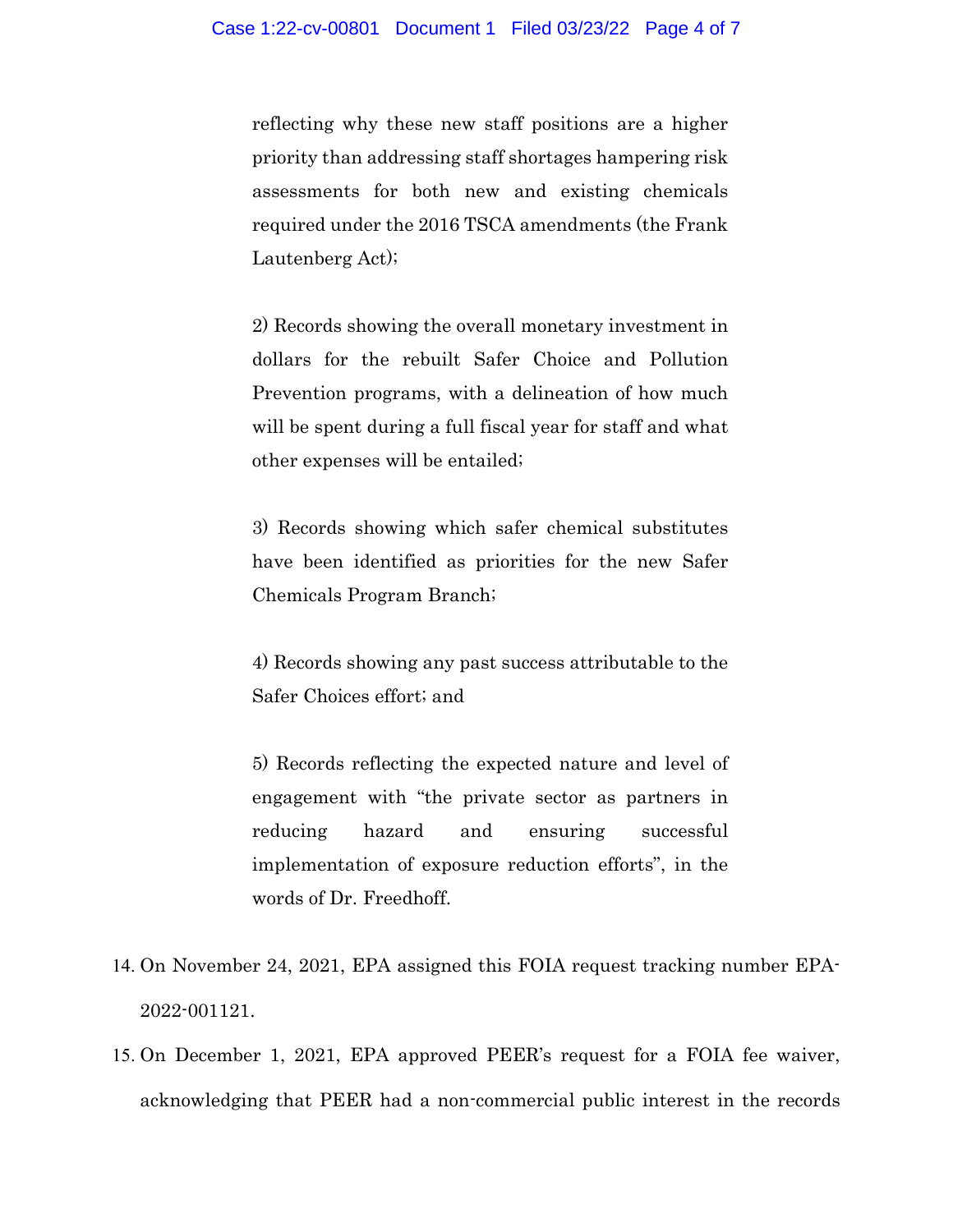> reflecting why these new staff positions are a higher priority than addressing staff shortages hampering risk assessments for both new and existing chemicals required under the 2016 TSCA amendments (the Frank Lautenberg Act);
>
> 2) Records showing the overall monetary investment in dollars for the rebuilt Safer Choice and Pollution Prevention programs, with a delineation of how much will be spent during a full fiscal year for staff and what other expenses will be entailed;
>
> 3) Records showing which safer chemical substitutes have been identified as priorities for the new Safer Chemicals Program Branch;
>
> 4) Records showing any past success attributable to the Safer Choices effort; and
>
> 5) Records reflecting the expected nature and level of engagement with "the private sector as partners in reducing hazard and ensuring successful implementation of exposure reduction efforts", in the words of Dr. Freedhoff.

14. On November 24, 2021, EPA assigned this FOIA request tracking number EPA-2022-001121.

15. On December 1, 2021, EPA approved PEER's request for a FOIA fee waiver, acknowledging that PEER had a non-commercial public interest in the records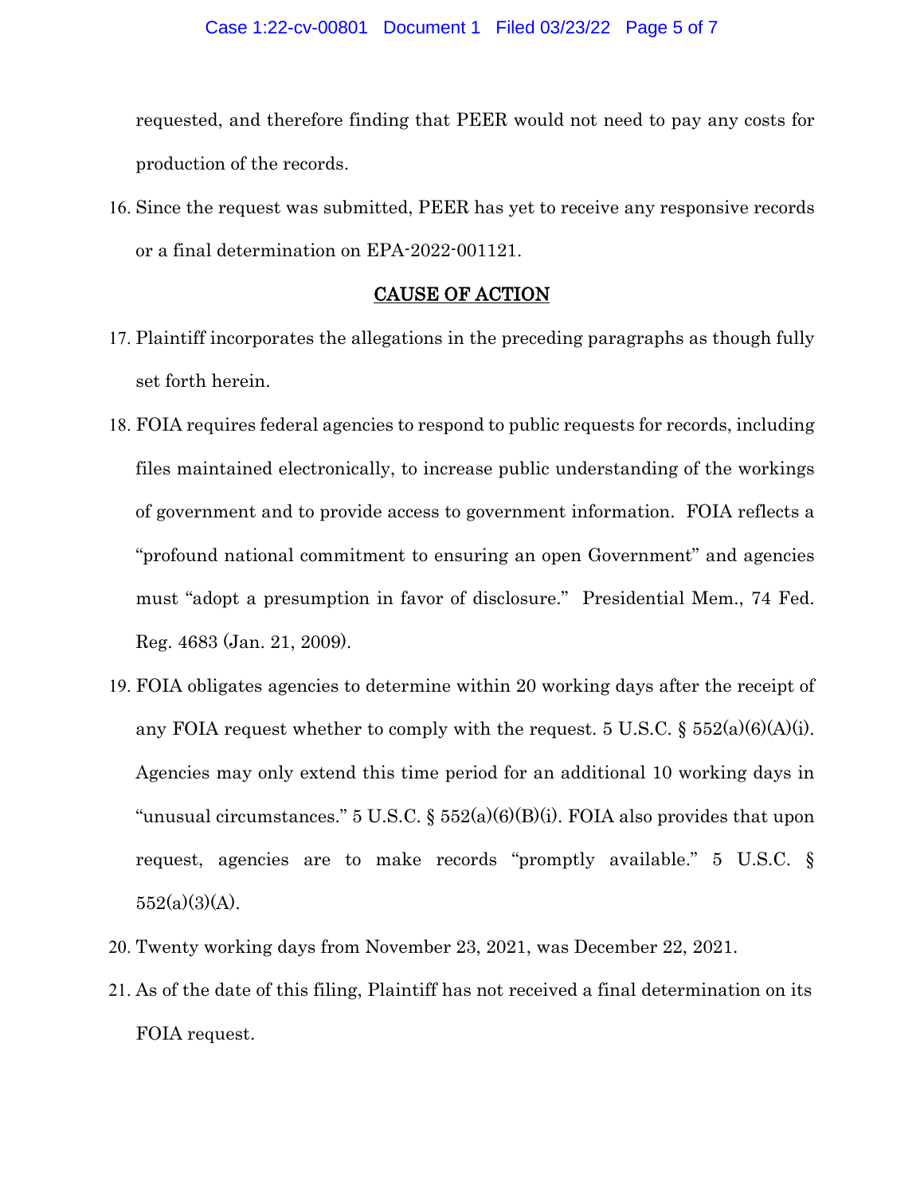requested, and therefore finding that PEER would not need to pay any costs for production of the records.

16. Since the request was submitted, PEER has yet to receive any responsive records or a final determination on EPA-2022-001121.

## CAUSE OF ACTION

17. Plaintiff incorporates the allegations in the preceding paragraphs as though fully set forth herein.

18. FOIA requires federal agencies to respond to public requests for records, including files maintained electronically, to increase public understanding of the workings of government and to provide access to government information. FOIA reflects a "profound national commitment to ensuring an open Government" and agencies must "adopt a presumption in favor of disclosure." Presidential Mem., 74 Fed. Reg. 4683 (Jan. 21, 2009).

19. FOIA obligates agencies to determine within 20 working days after the receipt of any FOIA request whether to comply with the request. 5 U.S.C. § 552(a)(6)(A)(i). Agencies may only extend this time period for an additional 10 working days in "unusual circumstances." 5 U.S.C. § 552(a)(6)(B)(i). FOIA also provides that upon request, agencies are to make records "promptly available." 5 U.S.C. § 552(a)(3)(A).

20. Twenty working days from November 23, 2021, was December 22, 2021.

21. As of the date of this filing, Plaintiff has not received a final determination on its FOIA request.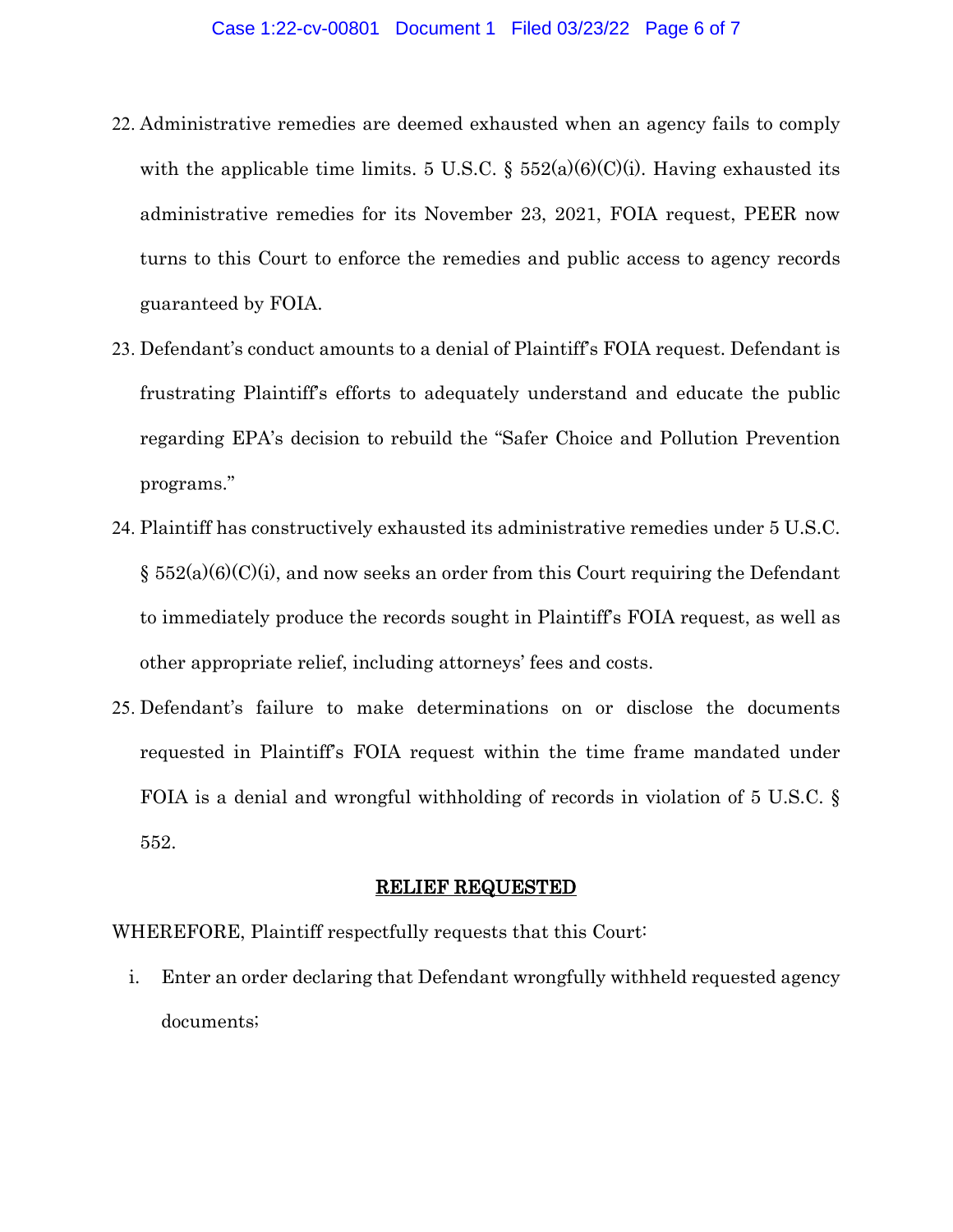22. Administrative remedies are deemed exhausted when an agency fails to comply with the applicable time limits. 5 U.S.C. § 552(a)(6)(C)(i). Having exhausted its administrative remedies for its November 23, 2021, FOIA request, PEER now turns to this Court to enforce the remedies and public access to agency records guaranteed by FOIA.

23. Defendant's conduct amounts to a denial of Plaintiff's FOIA request. Defendant is frustrating Plaintiff's efforts to adequately understand and educate the public regarding EPA's decision to rebuild the "Safer Choice and Pollution Prevention programs."

24. Plaintiff has constructively exhausted its administrative remedies under 5 U.S.C. § 552(a)(6)(C)(i), and now seeks an order from this Court requiring the Defendant to immediately produce the records sought in Plaintiff's FOIA request, as well as other appropriate relief, including attorneys' fees and costs.

25. Defendant's failure to make determinations on or disclose the documents requested in Plaintiff's FOIA request within the time frame mandated under FOIA is a denial and wrongful withholding of records in violation of 5 U.S.C. § 552.

## RELIEF REQUESTED

WHEREFORE, Plaintiff respectfully requests that this Court:

i. Enter an order declaring that Defendant wrongfully withheld requested agency documents;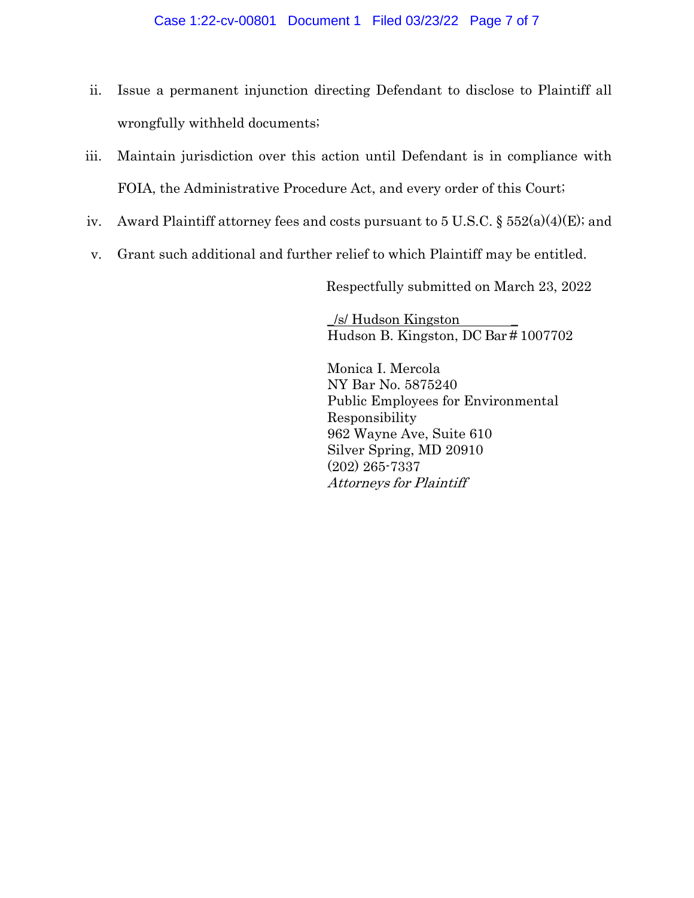ii. Issue a permanent injunction directing Defendant to disclose to Plaintiff all wrongfully withheld documents;

iii. Maintain jurisdiction over this action until Defendant is in compliance with FOIA, the Administrative Procedure Act, and every order of this Court;

iv. Award Plaintiff attorney fees and costs pursuant to 5 U.S.C. § 552(a)(4)(E); and

v. Grant such additional and further relief to which Plaintiff may be entitled.

Respectfully submitted on March 23, 2022

/s/ Hudson Kingston
Hudson B. Kingston, DC Bar # 1007702

Monica I. Mercola
NY Bar No. 5875240
Public Employees for Environmental Responsibility
962 Wayne Ave, Suite 610
Silver Spring, MD 20910
(202) 265-7337
*Attorneys for Plaintiff*